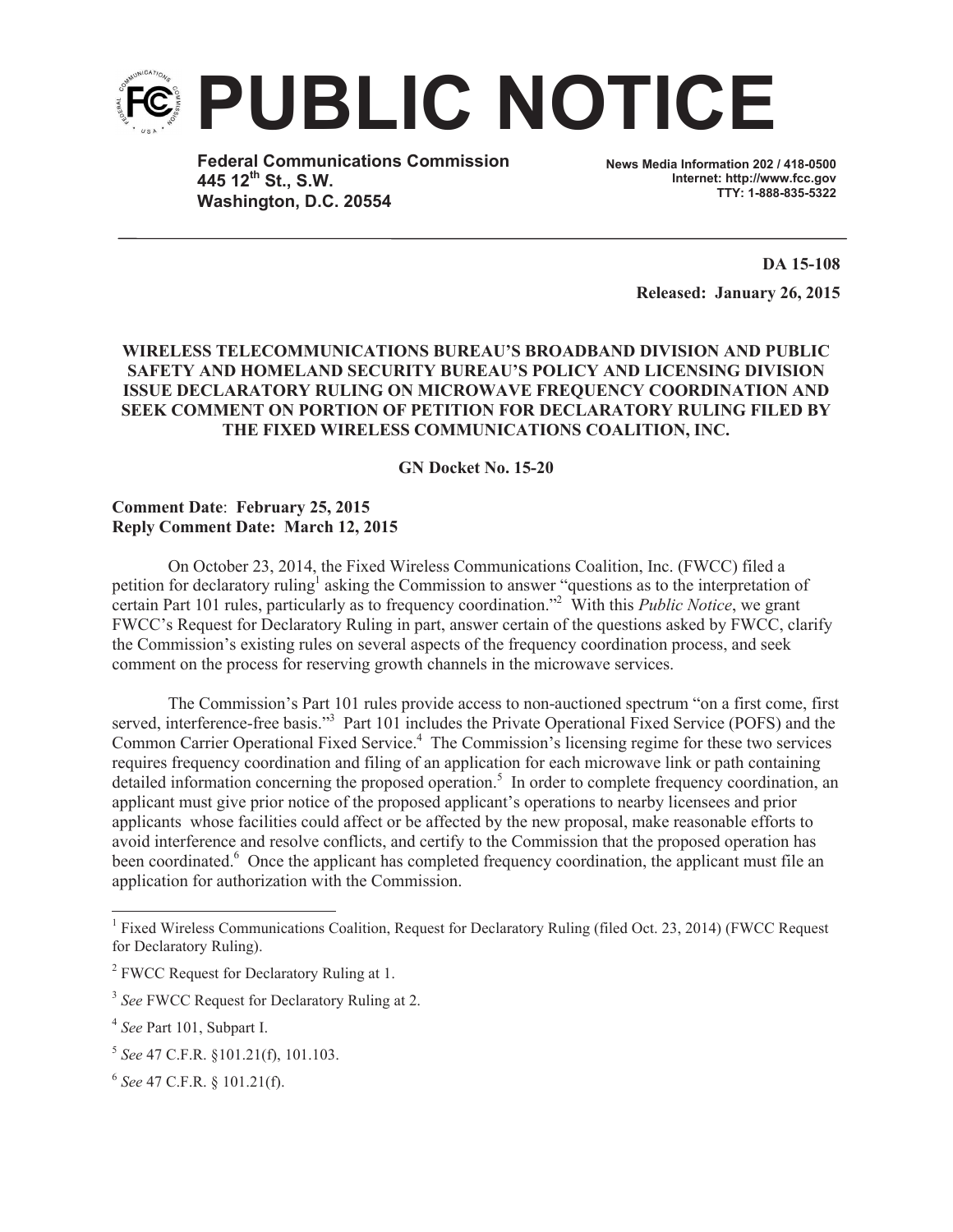# PUBLIC NOTICE

**Federal Communications Commission**
**445 12th St., S.W.**
**Washington, D.C. 20554**

**News Media Information 202 / 418-0500**
**Internet: http://www.fcc.gov**
**TTY: 1-888-835-5322**

**DA 15-108**

**Released: January 26, 2015**

**WIRELESS TELECOMMUNICATIONS BUREAU'S BROADBAND DIVISION AND PUBLIC SAFETY AND HOMELAND SECURITY BUREAU'S POLICY AND LICENSING DIVISION ISSUE DECLARATORY RULING ON MICROWAVE FREQUENCY COORDINATION AND SEEK COMMENT ON PORTION OF PETITION FOR DECLARATORY RULING FILED BY THE FIXED WIRELESS COMMUNICATIONS COALITION, INC.**

**GN Docket No. 15-20**

**Comment Date: February 25, 2015**
**Reply Comment Date: March 12, 2015**

On October 23, 2014, the Fixed Wireless Communications Coalition, Inc. (FWCC) filed a petition for declaratory ruling[1] asking the Commission to answer "questions as to the interpretation of certain Part 101 rules, particularly as to frequency coordination."[2] With this *Public Notice*, we grant FWCC's Request for Declaratory Ruling in part, answer certain of the questions asked by FWCC, clarify the Commission's existing rules on several aspects of the frequency coordination process, and seek comment on the process for reserving growth channels in the microwave services.

The Commission's Part 101 rules provide access to non-auctioned spectrum "on a first come, first served, interference-free basis."[3] Part 101 includes the Private Operational Fixed Service (POFS) and the Common Carrier Operational Fixed Service.[4] The Commission's licensing regime for these two services requires frequency coordination and filing of an application for each microwave link or path containing detailed information concerning the proposed operation.[5] In order to complete frequency coordination, an applicant must give prior notice of the proposed applicant's operations to nearby licensees and prior applicants whose facilities could affect or be affected by the new proposal, make reasonable efforts to avoid interference and resolve conflicts, and certify to the Commission that the proposed operation has been coordinated.[6] Once the applicant has completed frequency coordination, the applicant must file an application for authorization with the Commission.

---

[1] Fixed Wireless Communications Coalition, Request for Declaratory Ruling (filed Oct. 23, 2014) (FWCC Request for Declaratory Ruling).

[2] FWCC Request for Declaratory Ruling at 1.

[3] *See* FWCC Request for Declaratory Ruling at 2.

[4] *See* Part 101, Subpart I.

[5] *See* 47 C.F.R. §101.21(f), 101.103.

[6] *See* 47 C.F.R. § 101.21(f).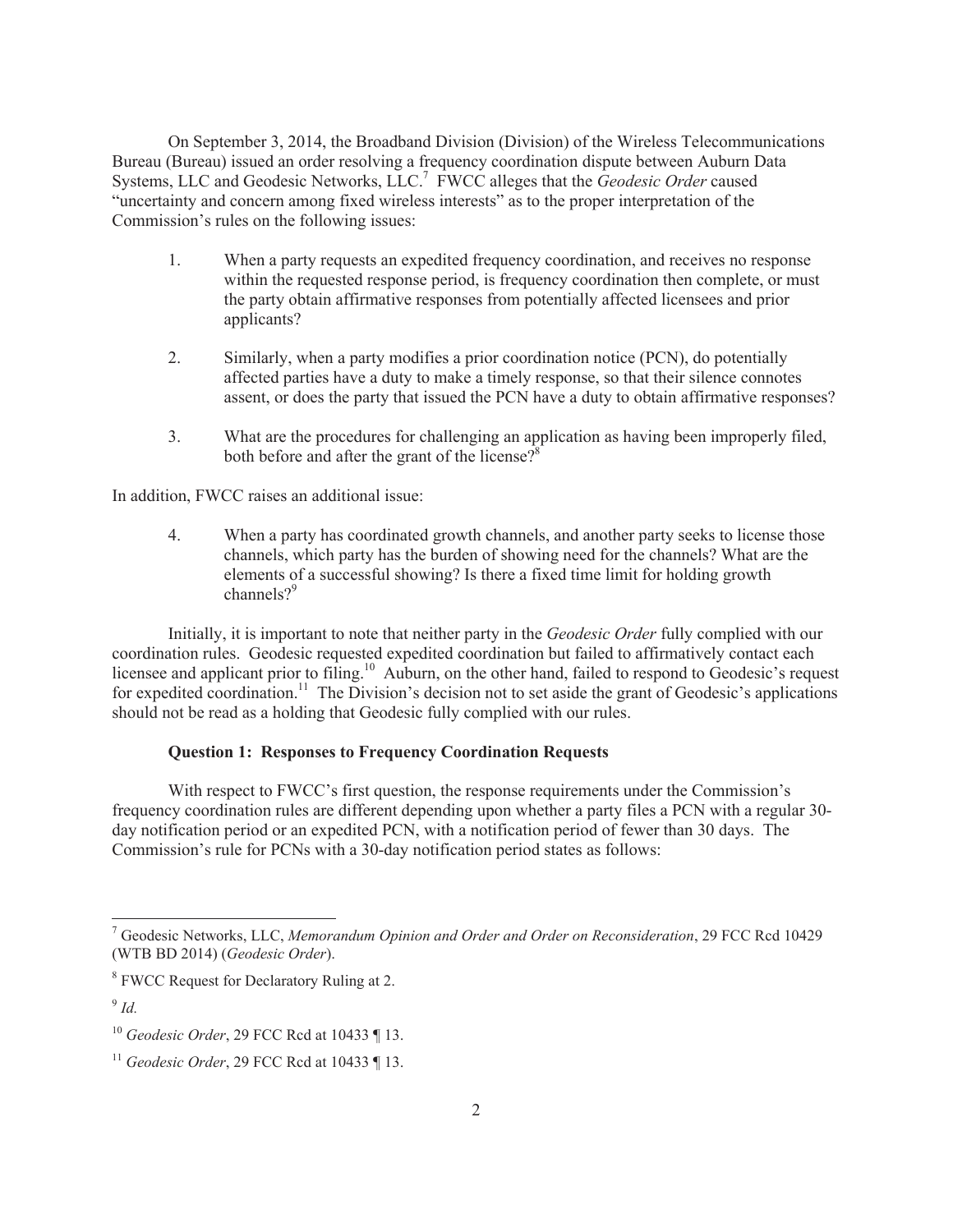On September 3, 2014, the Broadband Division (Division) of the Wireless Telecommunications Bureau (Bureau) issued an order resolving a frequency coordination dispute between Auburn Data Systems, LLC and Geodesic Networks, LLC.[7] FWCC alleges that the *Geodesic Order* caused "uncertainty and concern among fixed wireless interests" as to the proper interpretation of the Commission's rules on the following issues:

1. When a party requests an expedited frequency coordination, and receives no response within the requested response period, is frequency coordination then complete, or must the party obtain affirmative responses from potentially affected licensees and prior applicants?

2. Similarly, when a party modifies a prior coordination notice (PCN), do potentially affected parties have a duty to make a timely response, so that their silence connotes assent, or does the party that issued the PCN have a duty to obtain affirmative responses?

3. What are the procedures for challenging an application as having been improperly filed, both before and after the grant of the license?[8]

In addition, FWCC raises an additional issue:

4. When a party has coordinated growth channels, and another party seeks to license those channels, which party has the burden of showing need for the channels? What are the elements of a successful showing? Is there a fixed time limit for holding growth channels?[9]

Initially, it is important to note that neither party in the *Geodesic Order* fully complied with our coordination rules. Geodesic requested expedited coordination but failed to affirmatively contact each licensee and applicant prior to filing.[10] Auburn, on the other hand, failed to respond to Geodesic's request for expedited coordination.[11] The Division's decision not to set aside the grant of Geodesic's applications should not be read as a holding that Geodesic fully complied with our rules.

**Question 1: Responses to Frequency Coordination Requests**

With respect to FWCC's first question, the response requirements under the Commission's frequency coordination rules are different depending upon whether a party files a PCN with a regular 30-day notification period or an expedited PCN, with a notification period of fewer than 30 days. The Commission's rule for PCNs with a 30-day notification period states as follows:

---

[7] Geodesic Networks, LLC, *Memorandum Opinion and Order and Order on Reconsideration*, 29 FCC Rcd 10429 (WTB BD 2014) (*Geodesic Order*).

[8] FWCC Request for Declaratory Ruling at 2.

[9] *Id.*

[10] *Geodesic Order*, 29 FCC Rcd at 10433 ¶ 13.

[11] *Geodesic Order*, 29 FCC Rcd at 10433 ¶ 13.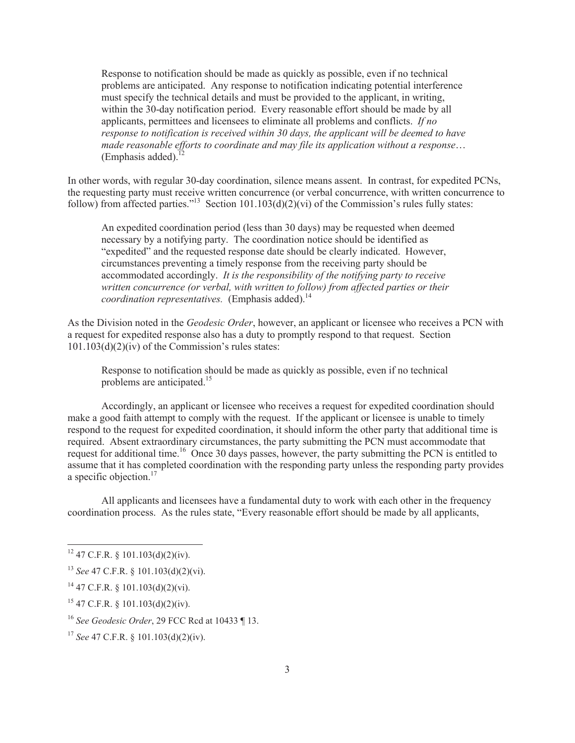> Response to notification should be made as quickly as possible, even if no technical problems are anticipated. Any response to notification indicating potential interference must specify the technical details and must be provided to the applicant, in writing, within the 30-day notification period. Every reasonable effort should be made by all applicants, permittees and licensees to eliminate all problems and conflicts. *If no response to notification is received within 30 days, the applicant will be deemed to have made reasonable efforts to coordinate and may file its application without a response…* (Emphasis added).[12]

In other words, with regular 30-day coordination, silence means assent. In contrast, for expedited PCNs, the requesting party must receive written concurrence (or verbal concurrence, with written concurrence to follow) from affected parties."[13] Section 101.103(d)(2)(vi) of the Commission's rules fully states:

> An expedited coordination period (less than 30 days) may be requested when deemed necessary by a notifying party. The coordination notice should be identified as "expedited" and the requested response date should be clearly indicated. However, circumstances preventing a timely response from the receiving party should be accommodated accordingly. *It is the responsibility of the notifying party to receive written concurrence (or verbal, with written to follow) from affected parties or their coordination representatives.* (Emphasis added).[14]

As the Division noted in the *Geodesic Order*, however, an applicant or licensee who receives a PCN with a request for expedited response also has a duty to promptly respond to that request. Section 101.103(d)(2)(iv) of the Commission's rules states:

> Response to notification should be made as quickly as possible, even if no technical problems are anticipated.[15]

Accordingly, an applicant or licensee who receives a request for expedited coordination should make a good faith attempt to comply with the request. If the applicant or licensee is unable to timely respond to the request for expedited coordination, it should inform the other party that additional time is required. Absent extraordinary circumstances, the party submitting the PCN must accommodate that request for additional time.[16] Once 30 days passes, however, the party submitting the PCN is entitled to assume that it has completed coordination with the responding party unless the responding party provides a specific objection.[17]

All applicants and licensees have a fundamental duty to work with each other in the frequency coordination process. As the rules state, "Every reasonable effort should be made by all applicants,

---

[12] 47 C.F.R. § 101.103(d)(2)(iv).

[13] *See* 47 C.F.R. § 101.103(d)(2)(vi).

[14] 47 C.F.R. § 101.103(d)(2)(vi).

[15] 47 C.F.R. § 101.103(d)(2)(iv).

[16] *See Geodesic Order*, 29 FCC Rcd at 10433 ¶ 13.

[17] *See* 47 C.F.R. § 101.103(d)(2)(iv).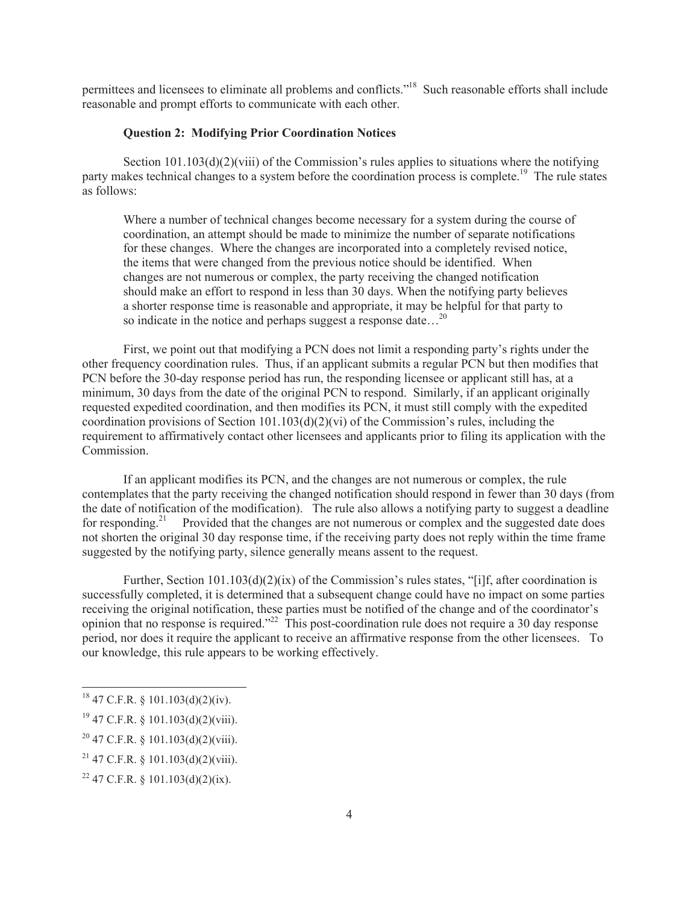permittees and licensees to eliminate all problems and conflicts."[18] Such reasonable efforts shall include reasonable and prompt efforts to communicate with each other.

**Question 2: Modifying Prior Coordination Notices**

Section 101.103(d)(2)(viii) of the Commission's rules applies to situations where the notifying party makes technical changes to a system before the coordination process is complete.[19] The rule states as follows:

> Where a number of technical changes become necessary for a system during the course of coordination, an attempt should be made to minimize the number of separate notifications for these changes. Where the changes are incorporated into a completely revised notice, the items that were changed from the previous notice should be identified. When changes are not numerous or complex, the party receiving the changed notification should make an effort to respond in less than 30 days. When the notifying party believes a shorter response time is reasonable and appropriate, it may be helpful for that party to so indicate in the notice and perhaps suggest a response date…[20]

First, we point out that modifying a PCN does not limit a responding party's rights under the other frequency coordination rules. Thus, if an applicant submits a regular PCN but then modifies that PCN before the 30-day response period has run, the responding licensee or applicant still has, at a minimum, 30 days from the date of the original PCN to respond. Similarly, if an applicant originally requested expedited coordination, and then modifies its PCN, it must still comply with the expedited coordination provisions of Section 101.103(d)(2)(vi) of the Commission's rules, including the requirement to affirmatively contact other licensees and applicants prior to filing its application with the Commission.

If an applicant modifies its PCN, and the changes are not numerous or complex, the rule contemplates that the party receiving the changed notification should respond in fewer than 30 days (from the date of notification of the modification). The rule also allows a notifying party to suggest a deadline for responding.[21] Provided that the changes are not numerous or complex and the suggested date does not shorten the original 30 day response time, if the receiving party does not reply within the time frame suggested by the notifying party, silence generally means assent to the request.

Further, Section 101.103(d)(2)(ix) of the Commission's rules states, "[i]f, after coordination is successfully completed, it is determined that a subsequent change could have no impact on some parties receiving the original notification, these parties must be notified of the change and of the coordinator's opinion that no response is required."[22] This post-coordination rule does not require a 30 day response period, nor does it require the applicant to receive an affirmative response from the other licensees. To our knowledge, this rule appears to be working effectively.

---

[18] 47 C.F.R. § 101.103(d)(2)(iv).

[19] 47 C.F.R. § 101.103(d)(2)(viii).

[20] 47 C.F.R. § 101.103(d)(2)(viii).

[21] 47 C.F.R. § 101.103(d)(2)(viii).

[22] 47 C.F.R. § 101.103(d)(2)(ix).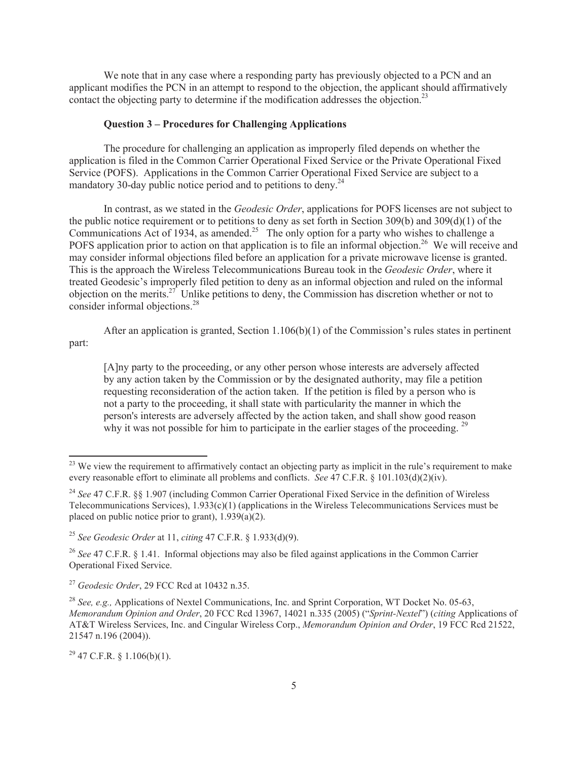We note that in any case where a responding party has previously objected to a PCN and an applicant modifies the PCN in an attempt to respond to the objection, the applicant should affirmatively contact the objecting party to determine if the modification addresses the objection.[23]

**Question 3 – Procedures for Challenging Applications**

The procedure for challenging an application as improperly filed depends on whether the application is filed in the Common Carrier Operational Fixed Service or the Private Operational Fixed Service (POFS). Applications in the Common Carrier Operational Fixed Service are subject to a mandatory 30-day public notice period and to petitions to deny.[24]

In contrast, as we stated in the *Geodesic Order*, applications for POFS licenses are not subject to the public notice requirement or to petitions to deny as set forth in Section 309(b) and 309(d)(1) of the Communications Act of 1934, as amended.[25] The only option for a party who wishes to challenge a POFS application prior to action on that application is to file an informal objection.[26] We will receive and may consider informal objections filed before an application for a private microwave license is granted. This is the approach the Wireless Telecommunications Bureau took in the *Geodesic Order*, where it treated Geodesic's improperly filed petition to deny as an informal objection and ruled on the informal objection on the merits.[27] Unlike petitions to deny, the Commission has discretion whether or not to consider informal objections.[28]

After an application is granted, Section 1.106(b)(1) of the Commission's rules states in pertinent part:

> [A]ny party to the proceeding, or any other person whose interests are adversely affected by any action taken by the Commission or by the designated authority, may file a petition requesting reconsideration of the action taken. If the petition is filed by a person who is not a party to the proceeding, it shall state with particularity the manner in which the person's interests are adversely affected by the action taken, and shall show good reason why it was not possible for him to participate in the earlier stages of the proceeding.[29]

---

[23] We view the requirement to affirmatively contact an objecting party as implicit in the rule's requirement to make every reasonable effort to eliminate all problems and conflicts. *See* 47 C.F.R. § 101.103(d)(2)(iv).

[24] *See* 47 C.F.R. §§ 1.907 (including Common Carrier Operational Fixed Service in the definition of Wireless Telecommunications Services), 1.933(c)(1) (applications in the Wireless Telecommunications Services must be placed on public notice prior to grant), 1.939(a)(2).

[25] *See Geodesic Order* at 11, *citing* 47 C.F.R. § 1.933(d)(9).

[26] *See* 47 C.F.R. § 1.41. Informal objections may also be filed against applications in the Common Carrier Operational Fixed Service.

[27] *Geodesic Order*, 29 FCC Rcd at 10432 n.35.

[28] *See, e.g.,* Applications of Nextel Communications, Inc. and Sprint Corporation, WT Docket No. 05-63, *Memorandum Opinion and Order*, 20 FCC Rcd 13967, 14021 n.335 (2005) ("*Sprint-Nextel*") (*citing* Applications of AT&T Wireless Services, Inc. and Cingular Wireless Corp., *Memorandum Opinion and Order*, 19 FCC Rcd 21522, 21547 n.196 (2004)).

[29] 47 C.F.R. § 1.106(b)(1).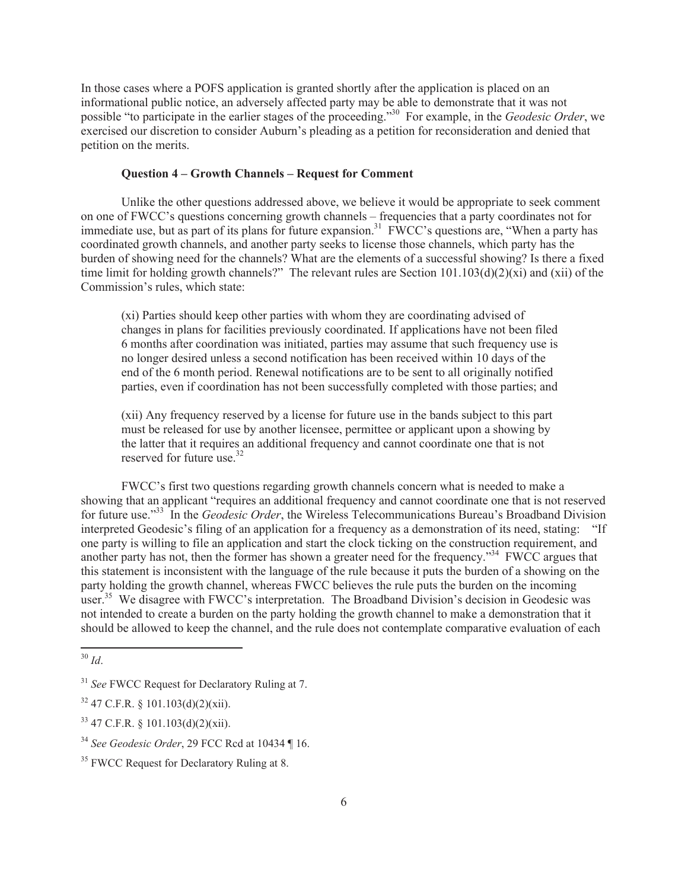In those cases where a POFS application is granted shortly after the application is placed on an informational public notice, an adversely affected party may be able to demonstrate that it was not possible "to participate in the earlier stages of the proceeding."[30] For example, in the *Geodesic Order*, we exercised our discretion to consider Auburn's pleading as a petition for reconsideration and denied that petition on the merits.

**Question 4 – Growth Channels – Request for Comment**

Unlike the other questions addressed above, we believe it would be appropriate to seek comment on one of FWCC's questions concerning growth channels – frequencies that a party coordinates not for immediate use, but as part of its plans for future expansion.[31] FWCC's questions are, "When a party has coordinated growth channels, and another party seeks to license those channels, which party has the burden of showing need for the channels? What are the elements of a successful showing? Is there a fixed time limit for holding growth channels?" The relevant rules are Section 101.103(d)(2)(xi) and (xii) of the Commission's rules, which state:

> (xi) Parties should keep other parties with whom they are coordinating advised of changes in plans for facilities previously coordinated. If applications have not been filed 6 months after coordination was initiated, parties may assume that such frequency use is no longer desired unless a second notification has been received within 10 days of the end of the 6 month period. Renewal notifications are to be sent to all originally notified parties, even if coordination has not been successfully completed with those parties; and
>
> (xii) Any frequency reserved by a license for future use in the bands subject to this part must be released for use by another licensee, permittee or applicant upon a showing by the latter that it requires an additional frequency and cannot coordinate one that is not reserved for future use.[32]

FWCC's first two questions regarding growth channels concern what is needed to make a showing that an applicant "requires an additional frequency and cannot coordinate one that is not reserved for future use."[33] In the *Geodesic Order*, the Wireless Telecommunications Bureau's Broadband Division interpreted Geodesic's filing of an application for a frequency as a demonstration of its need, stating: "If one party is willing to file an application and start the clock ticking on the construction requirement, and another party has not, then the former has shown a greater need for the frequency."[34] FWCC argues that this statement is inconsistent with the language of the rule because it puts the burden of a showing on the party holding the growth channel, whereas FWCC believes the rule puts the burden on the incoming user.[35] We disagree with FWCC's interpretation. The Broadband Division's decision in Geodesic was not intended to create a burden on the party holding the growth channel to make a demonstration that it should be allowed to keep the channel, and the rule does not contemplate comparative evaluation of each

---

[30] *Id*.

[31] *See* FWCC Request for Declaratory Ruling at 7.

[32] 47 C.F.R. § 101.103(d)(2)(xii).

[33] 47 C.F.R. § 101.103(d)(2)(xii).

[34] *See Geodesic Order*, 29 FCC Rcd at 10434 ¶ 16.

[35] FWCC Request for Declaratory Ruling at 8.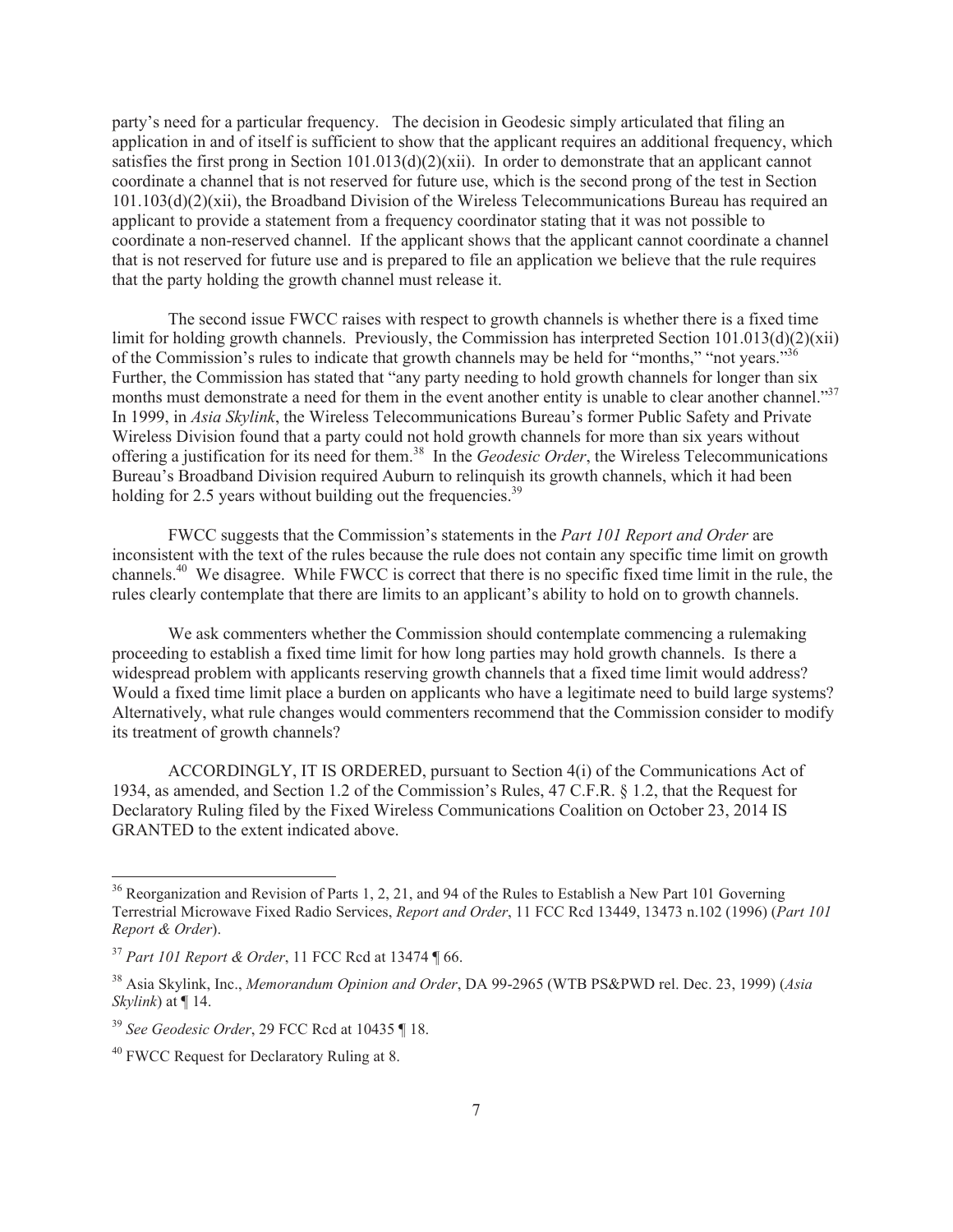party's need for a particular frequency. The decision in Geodesic simply articulated that filing an application in and of itself is sufficient to show that the applicant requires an additional frequency, which satisfies the first prong in Section 101.013(d)(2)(xii). In order to demonstrate that an applicant cannot coordinate a channel that is not reserved for future use, which is the second prong of the test in Section 101.103(d)(2)(xii), the Broadband Division of the Wireless Telecommunications Bureau has required an applicant to provide a statement from a frequency coordinator stating that it was not possible to coordinate a non-reserved channel. If the applicant shows that the applicant cannot coordinate a channel that is not reserved for future use and is prepared to file an application we believe that the rule requires that the party holding the growth channel must release it.

The second issue FWCC raises with respect to growth channels is whether there is a fixed time limit for holding growth channels. Previously, the Commission has interpreted Section 101.013(d)(2)(xii) of the Commission's rules to indicate that growth channels may be held for "months," "not years."[36] Further, the Commission has stated that "any party needing to hold growth channels for longer than six months must demonstrate a need for them in the event another entity is unable to clear another channel."[37] In 1999, in *Asia Skylink*, the Wireless Telecommunications Bureau's former Public Safety and Private Wireless Division found that a party could not hold growth channels for more than six years without offering a justification for its need for them.[38] In the *Geodesic Order*, the Wireless Telecommunications Bureau's Broadband Division required Auburn to relinquish its growth channels, which it had been holding for 2.5 years without building out the frequencies.[39]

FWCC suggests that the Commission's statements in the *Part 101 Report and Order* are inconsistent with the text of the rules because the rule does not contain any specific time limit on growth channels.[40] We disagree. While FWCC is correct that there is no specific fixed time limit in the rule, the rules clearly contemplate that there are limits to an applicant's ability to hold on to growth channels.

We ask commenters whether the Commission should contemplate commencing a rulemaking proceeding to establish a fixed time limit for how long parties may hold growth channels. Is there a widespread problem with applicants reserving growth channels that a fixed time limit would address? Would a fixed time limit place a burden on applicants who have a legitimate need to build large systems? Alternatively, what rule changes would commenters recommend that the Commission consider to modify its treatment of growth channels?

ACCORDINGLY, IT IS ORDERED, pursuant to Section 4(i) of the Communications Act of 1934, as amended, and Section 1.2 of the Commission's Rules, 47 C.F.R. § 1.2, that the Request for Declaratory Ruling filed by the Fixed Wireless Communications Coalition on October 23, 2014 IS GRANTED to the extent indicated above.

---

[36] Reorganization and Revision of Parts 1, 2, 21, and 94 of the Rules to Establish a New Part 101 Governing Terrestrial Microwave Fixed Radio Services, *Report and Order*, 11 FCC Rcd 13449, 13473 n.102 (1996) (*Part 101 Report & Order*).

[37] *Part 101 Report & Order*, 11 FCC Rcd at 13474 ¶ 66.

[38] Asia Skylink, Inc., *Memorandum Opinion and Order*, DA 99-2965 (WTB PS&PWD rel. Dec. 23, 1999) (*Asia Skylink*) at ¶ 14.

[39] *See Geodesic Order*, 29 FCC Rcd at 10435 ¶ 18.

[40] FWCC Request for Declaratory Ruling at 8.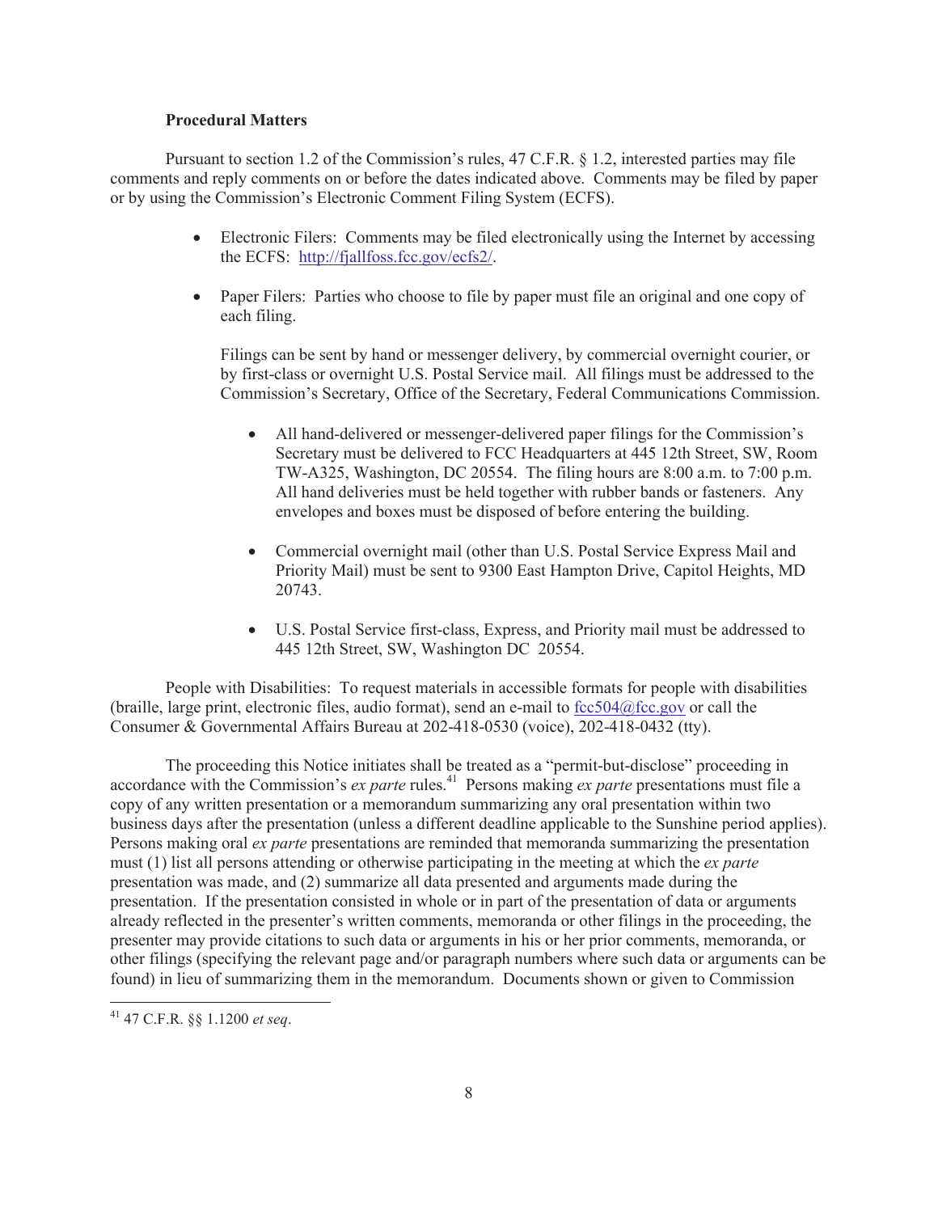**Procedural Matters**

Pursuant to section 1.2 of the Commission's rules, 47 C.F.R. § 1.2, interested parties may file comments and reply comments on or before the dates indicated above. Comments may be filed by paper or by using the Commission's Electronic Comment Filing System (ECFS).

- Electronic Filers: Comments may be filed electronically using the Internet by accessing the ECFS: http://fjallfoss.fcc.gov/ecfs2/.

- Paper Filers: Parties who choose to file by paper must file an original and one copy of each filing.

  Filings can be sent by hand or messenger delivery, by commercial overnight courier, or by first-class or overnight U.S. Postal Service mail. All filings must be addressed to the Commission's Secretary, Office of the Secretary, Federal Communications Commission.

  - All hand-delivered or messenger-delivered paper filings for the Commission's Secretary must be delivered to FCC Headquarters at 445 12th Street, SW, Room TW-A325, Washington, DC 20554. The filing hours are 8:00 a.m. to 7:00 p.m. All hand deliveries must be held together with rubber bands or fasteners. Any envelopes and boxes must be disposed of before entering the building.

  - Commercial overnight mail (other than U.S. Postal Service Express Mail and Priority Mail) must be sent to 9300 East Hampton Drive, Capitol Heights, MD 20743.

  - U.S. Postal Service first-class, Express, and Priority mail must be addressed to 445 12th Street, SW, Washington DC 20554.

People with Disabilities: To request materials in accessible formats for people with disabilities (braille, large print, electronic files, audio format), send an e-mail to fcc504@fcc.gov or call the Consumer & Governmental Affairs Bureau at 202-418-0530 (voice), 202-418-0432 (tty).

The proceeding this Notice initiates shall be treated as a "permit-but-disclose" proceeding in accordance with the Commission's *ex parte* rules.[41] Persons making *ex parte* presentations must file a copy of any written presentation or a memorandum summarizing any oral presentation within two business days after the presentation (unless a different deadline applicable to the Sunshine period applies). Persons making oral *ex parte* presentations are reminded that memoranda summarizing the presentation must (1) list all persons attending or otherwise participating in the meeting at which the *ex parte* presentation was made, and (2) summarize all data presented and arguments made during the presentation. If the presentation consisted in whole or in part of the presentation of data or arguments already reflected in the presenter's written comments, memoranda or other filings in the proceeding, the presenter may provide citations to such data or arguments in his or her prior comments, memoranda, or other filings (specifying the relevant page and/or paragraph numbers where such data or arguments can be found) in lieu of summarizing them in the memorandum. Documents shown or given to Commission

[41] 47 C.F.R. §§ 1.1200 *et seq*.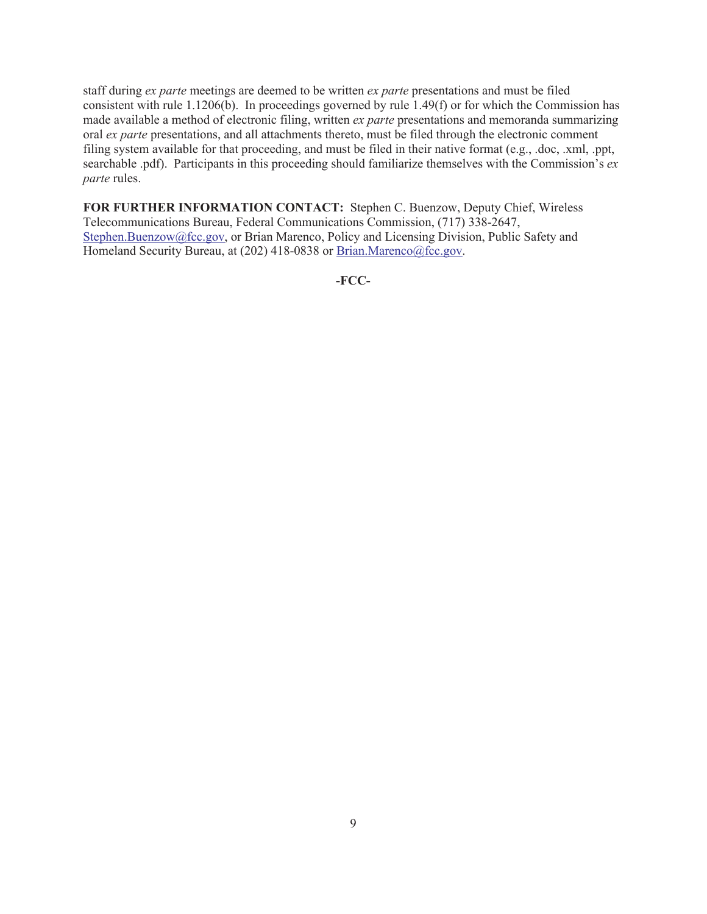staff during *ex parte* meetings are deemed to be written *ex parte* presentations and must be filed consistent with rule 1.1206(b). In proceedings governed by rule 1.49(f) or for which the Commission has made available a method of electronic filing, written *ex parte* presentations and memoranda summarizing oral *ex parte* presentations, and all attachments thereto, must be filed through the electronic comment filing system available for that proceeding, and must be filed in their native format (e.g., .doc, .xml, .ppt, searchable .pdf). Participants in this proceeding should familiarize themselves with the Commission's *ex parte* rules.

**FOR FURTHER INFORMATION CONTACT:** Stephen C. Buenzow, Deputy Chief, Wireless Telecommunications Bureau, Federal Communications Commission, (717) 338-2647, Stephen.Buenzow@fcc.gov, or Brian Marenco, Policy and Licensing Division, Public Safety and Homeland Security Bureau, at (202) 418-0838 or Brian.Marenco@fcc.gov.

**-FCC-**